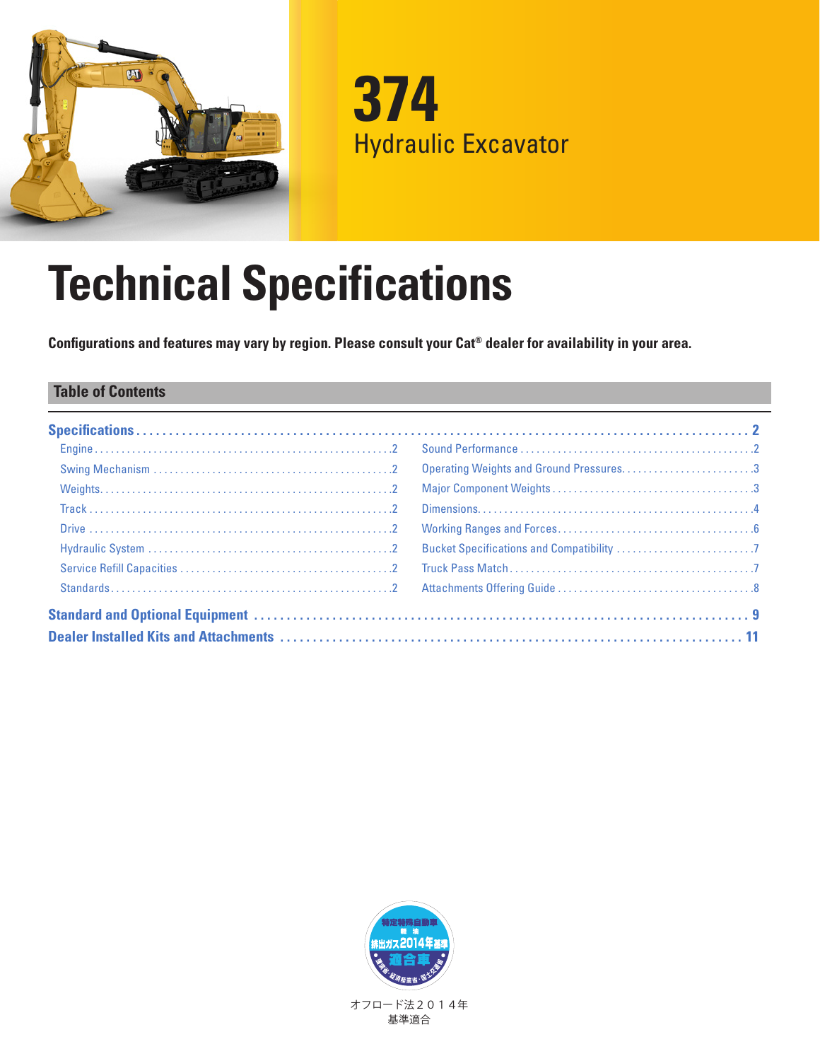# 374

## Hydraulic Excavator

# Technical Specifications

**Configurations and features may vary by region. Please consult your Cat® dealer for availability in your area.**

## Table of Contents

**Specifications** .......... 2

- Engine .......... 2
- Swing Mechanism .......... 2
- Weights .......... 2
- Track .......... 2
- Drive .......... 2
- Hydraulic System .......... 2
- Service Refill Capacities .......... 2
- Standards .......... 2
- Sound Performance .......... 2
- Operating Weights and Ground Pressures .......... 3
- Major Component Weights .......... 3
- Dimensions .......... 4
- Working Ranges and Forces .......... 6
- Bucket Specifications and Compatibility .......... 7
- Truck Pass Match .......... 7
- Attachments Offering Guide .......... 8

**Standard and Optional Equipment** .......... 9

**Dealer Installed Kits and Attachments** .......... 11

特定特殊自動車 排出ガス2014年基準 適合車

オフロード法２０１４年
基準適合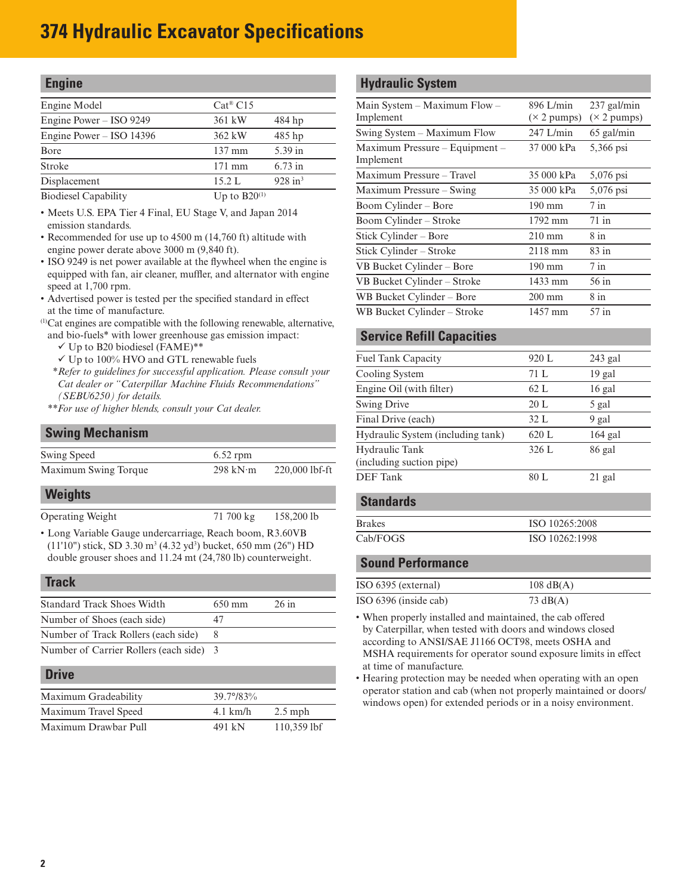# 374 Hydraulic Excavator Specifications

## Engine

| | | |
|---|---|---|
| Engine Model | Cat® C15 | |
| Engine Power – ISO 9249 | 361 kW | 484 hp |
| Engine Power – ISO 14396 | 362 kW | 485 hp |
| Bore | 137 mm | 5.39 in |
| Stroke | 171 mm | 6.73 in |
| Displacement | 15.2 L | 928 in³ |
| Biodiesel Capability | Up to B20[1] | |

- Meets U.S. EPA Tier 4 Final, EU Stage V, and Japan 2014 emission standards.
- Recommended for use up to 4500 m (14,760 ft) altitude with engine power derate above 3000 m (9,840 ft).
- ISO 9249 is net power available at the flywheel when the engine is equipped with fan, air cleaner, muffler, and alternator with engine speed at 1,700 rpm.
- Advertised power is tested per the specified standard in effect at the time of manufacture.

[1]Cat engines are compatible with the following renewable, alternative, and bio-fuels* with lower greenhouse gas emission impact:
- ✓ Up to B20 biodiesel (FAME)**
- ✓ Up to 100% HVO and GTL renewable fuels

*\*Refer to guidelines for successful application. Please consult your Cat dealer or "Caterpillar Machine Fluids Recommendations" (SEBU6250) for details.*

*\*\*For use of higher blends, consult your Cat dealer.*

## Swing Mechanism

| | | |
|---|---|---|
| Swing Speed | 6.52 rpm | |
| Maximum Swing Torque | 298 kN·m | 220,000 lbf-ft |

## Weights

| | | |
|---|---|---|
| Operating Weight | 71 700 kg | 158,200 lb |

- Long Variable Gauge undercarriage, Reach boom, R3.60VB (11'10") stick, SD 3.30 m³ (4.32 yd³) bucket, 650 mm (26") HD double grouser shoes and 11.24 mt (24,780 lb) counterweight.

## Track

| | | |
|---|---|---|
| Standard Track Shoes Width | 650 mm | 26 in |
| Number of Shoes (each side) | 47 | |
| Number of Track Rollers (each side) | 8 | |
| Number of Carrier Rollers (each side) | 3 | |

## Drive

| | | |
|---|---|---|
| Maximum Gradeability | 39.7°/83% | |
| Maximum Travel Speed | 4.1 km/h | 2.5 mph |
| Maximum Drawbar Pull | 491 kN | 110,359 lbf |

## Hydraulic System

| | | |
|---|---|---|
| Main System – Maximum Flow – Implement | 896 L/min (× 2 pumps) | 237 gal/min (× 2 pumps) |
| Swing System – Maximum Flow | 247 L/min | 65 gal/min |
| Maximum Pressure – Equipment – Implement | 37 000 kPa | 5,366 psi |
| Maximum Pressure – Travel | 35 000 kPa | 5,076 psi |
| Maximum Pressure – Swing | 35 000 kPa | 5,076 psi |
| Boom Cylinder – Bore | 190 mm | 7 in |
| Boom Cylinder – Stroke | 1792 mm | 71 in |
| Stick Cylinder – Bore | 210 mm | 8 in |
| Stick Cylinder – Stroke | 2118 mm | 83 in |
| VB Bucket Cylinder – Bore | 190 mm | 7 in |
| VB Bucket Cylinder – Stroke | 1433 mm | 56 in |
| WB Bucket Cylinder – Bore | 200 mm | 8 in |
| WB Bucket Cylinder – Stroke | 1457 mm | 57 in |

## Service Refill Capacities

| | | |
|---|---|---|
| Fuel Tank Capacity | 920 L | 243 gal |
| Cooling System | 71 L | 19 gal |
| Engine Oil (with filter) | 62 L | 16 gal |
| Swing Drive | 20 L | 5 gal |
| Final Drive (each) | 32 L | 9 gal |
| Hydraulic System (including tank) | 620 L | 164 gal |
| Hydraulic Tank (including suction pipe) | 326 L | 86 gal |
| DEF Tank | 80 L | 21 gal |

## Standards

| | |
|---|---|
| Brakes | ISO 10265:2008 |
| Cab/FOGS | ISO 10262:1998 |

## Sound Performance

| | |
|---|---|
| ISO 6395 (external) | 108 dB(A) |
| ISO 6396 (inside cab) | 73 dB(A) |

- When properly installed and maintained, the cab offered by Caterpillar, when tested with doors and windows closed according to ANSI/SAE J1166 OCT98, meets OSHA and MSHA requirements for operator sound exposure limits in effect at time of manufacture.
- Hearing protection may be needed when operating with an open operator station and cab (when not properly maintained or doors/windows open) for extended periods or in a noisy environment.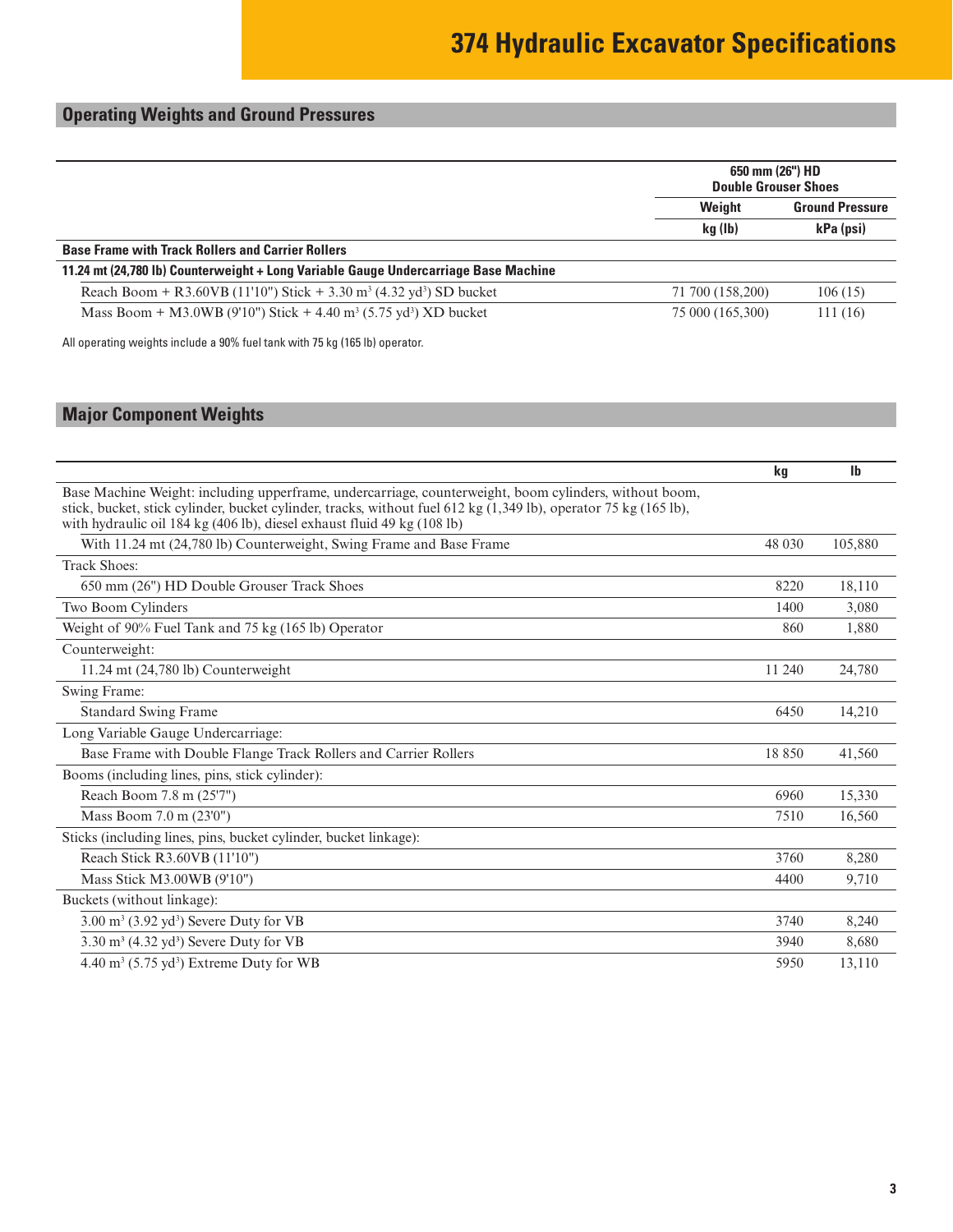# 374 Hydraulic Excavator Specifications

## Operating Weights and Ground Pressures

| | 650 mm (26") HD Double Grouser Shoes | |
|---|---|---|
| | Weight | Ground Pressure |
| | kg (lb) | kPa (psi) |
| **Base Frame with Track Rollers and Carrier Rollers** | | |
| **11.24 mt (24,780 lb) Counterweight + Long Variable Gauge Undercarriage Base Machine** | | |
| Reach Boom + R3.60VB (11'10") Stick + 3.30 $m^3$ (4.32 $yd^3$) SD bucket | 71 700 (158,200) | 106 (15) |
| Mass Boom + M3.0WB (9'10") Stick + 4.40 $m^3$ (5.75 $yd^3$) XD bucket | 75 000 (165,300) | 111 (16) |

All operating weights include a 90% fuel tank with 75 kg (165 lb) operator.

## Major Component Weights

| | kg | lb |
|---|---|---|
| Base Machine Weight: including upperframe, undercarriage, counterweight, boom cylinders, without boom, stick, bucket, stick cylinder, bucket cylinder, tracks, without fuel 612 kg (1,349 lb), operator 75 kg (165 lb), with hydraulic oil 184 kg (406 lb), diesel exhaust fluid 49 kg (108 lb) | | |
| With 11.24 mt (24,780 lb) Counterweight, Swing Frame and Base Frame | 48 030 | 105,880 |
| Track Shoes: | | |
| 650 mm (26") HD Double Grouser Track Shoes | 8220 | 18,110 |
| Two Boom Cylinders | 1400 | 3,080 |
| Weight of 90% Fuel Tank and 75 kg (165 lb) Operator | 860 | 1,880 |
| Counterweight: | | |
| 11.24 mt (24,780 lb) Counterweight | 11 240 | 24,780 |
| Swing Frame: | | |
| Standard Swing Frame | 6450 | 14,210 |
| Long Variable Gauge Undercarriage: | | |
| Base Frame with Double Flange Track Rollers and Carrier Rollers | 18 850 | 41,560 |
| Booms (including lines, pins, stick cylinder): | | |
| Reach Boom 7.8 m (25'7") | 6960 | 15,330 |
| Mass Boom 7.0 m (23'0") | 7510 | 16,560 |
| Sticks (including lines, pins, bucket cylinder, bucket linkage): | | |
| Reach Stick R3.60VB (11'10") | 3760 | 8,280 |
| Mass Stick M3.00WB (9'10") | 4400 | 9,710 |
| Buckets (without linkage): | | |
| 3.00 $m^3$ (3.92 $yd^3$) Severe Duty for VB | 3740 | 8,240 |
| 3.30 $m^3$ (4.32 $yd^3$) Severe Duty for VB | 3940 | 8,680 |
| 4.40 $m^3$ (5.75 $yd^3$) Extreme Duty for WB | 5950 | 13,110 |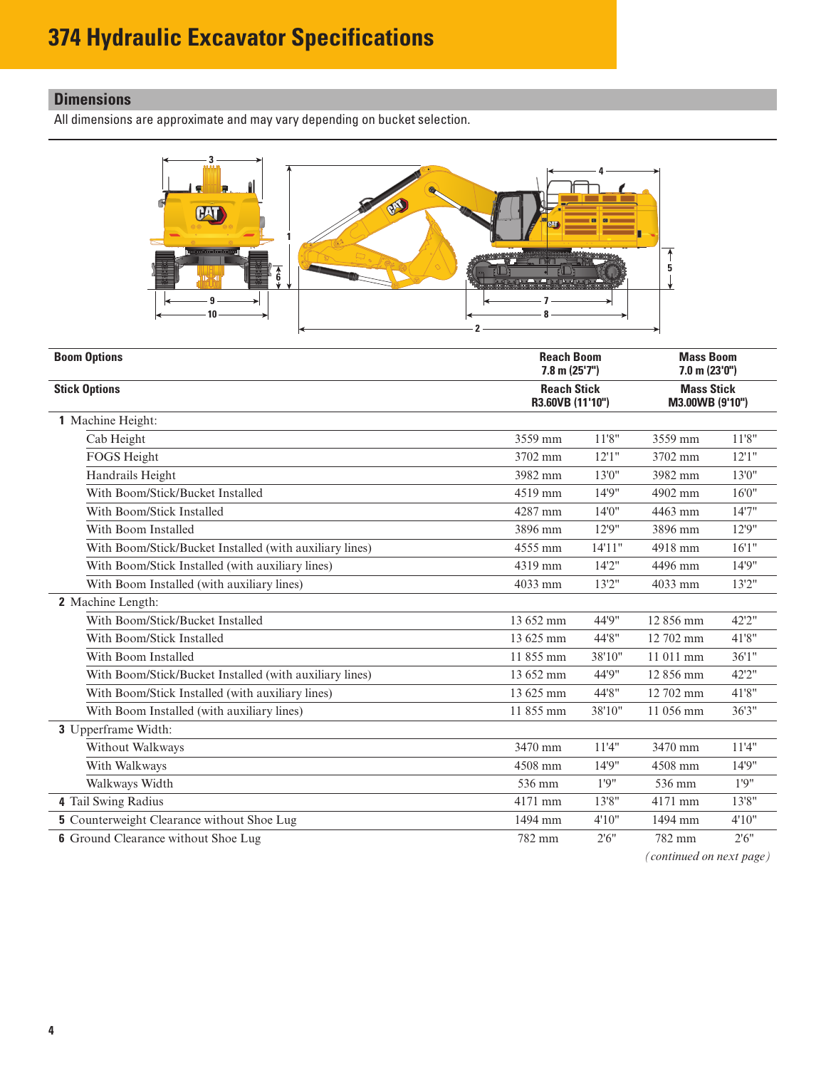# 374 Hydraulic Excavator Specifications

## Dimensions

All dimensions are approximate and may vary depending on bucket selection.

| **Boom Options** | **Reach Boom 7.8 m (25'7")** | | **Mass Boom 7.0 m (23'0")** | |
|---|---|---|---|---|
| **Stick Options** | **Reach Stick R3.60VB (11'10")** | | **Mass Stick M3.00WB (9'10")** | |
| **1** Machine Height: | | | | |
| Cab Height | 3559 mm | 11'8" | 3559 mm | 11'8" |
| FOGS Height | 3702 mm | 12'1" | 3702 mm | 12'1" |
| Handrails Height | 3982 mm | 13'0" | 3982 mm | 13'0" |
| With Boom/Stick/Bucket Installed | 4519 mm | 14'9" | 4902 mm | 16'0" |
| With Boom/Stick Installed | 4287 mm | 14'0" | 4463 mm | 14'7" |
| With Boom Installed | 3896 mm | 12'9" | 3896 mm | 12'9" |
| With Boom/Stick/Bucket Installed (with auxiliary lines) | 4555 mm | 14'11" | 4918 mm | 16'1" |
| With Boom/Stick Installed (with auxiliary lines) | 4319 mm | 14'2" | 4496 mm | 14'9" |
| With Boom Installed (with auxiliary lines) | 4033 mm | 13'2" | 4033 mm | 13'2" |
| **2** Machine Length: | | | | |
| With Boom/Stick/Bucket Installed | 13 652 mm | 44'9" | 12 856 mm | 42'2" |
| With Boom/Stick Installed | 13 625 mm | 44'8" | 12 702 mm | 41'8" |
| With Boom Installed | 11 855 mm | 38'10" | 11 011 mm | 36'1" |
| With Boom/Stick/Bucket Installed (with auxiliary lines) | 13 652 mm | 44'9" | 12 856 mm | 42'2" |
| With Boom/Stick Installed (with auxiliary lines) | 13 625 mm | 44'8" | 12 702 mm | 41'8" |
| With Boom Installed (with auxiliary lines) | 11 855 mm | 38'10" | 11 056 mm | 36'3" |
| **3** Upperframe Width: | | | | |
| Without Walkways | 3470 mm | 11'4" | 3470 mm | 11'4" |
| With Walkways | 4508 mm | 14'9" | 4508 mm | 14'9" |
| Walkways Width | 536 mm | 1'9" | 536 mm | 1'9" |
| **4** Tail Swing Radius | 4171 mm | 13'8" | 4171 mm | 13'8" |
| **5** Counterweight Clearance without Shoe Lug | 1494 mm | 4'10" | 1494 mm | 4'10" |
| **6** Ground Clearance without Shoe Lug | 782 mm | 2'6" | 782 mm | 2'6" |

*(continued on next page)*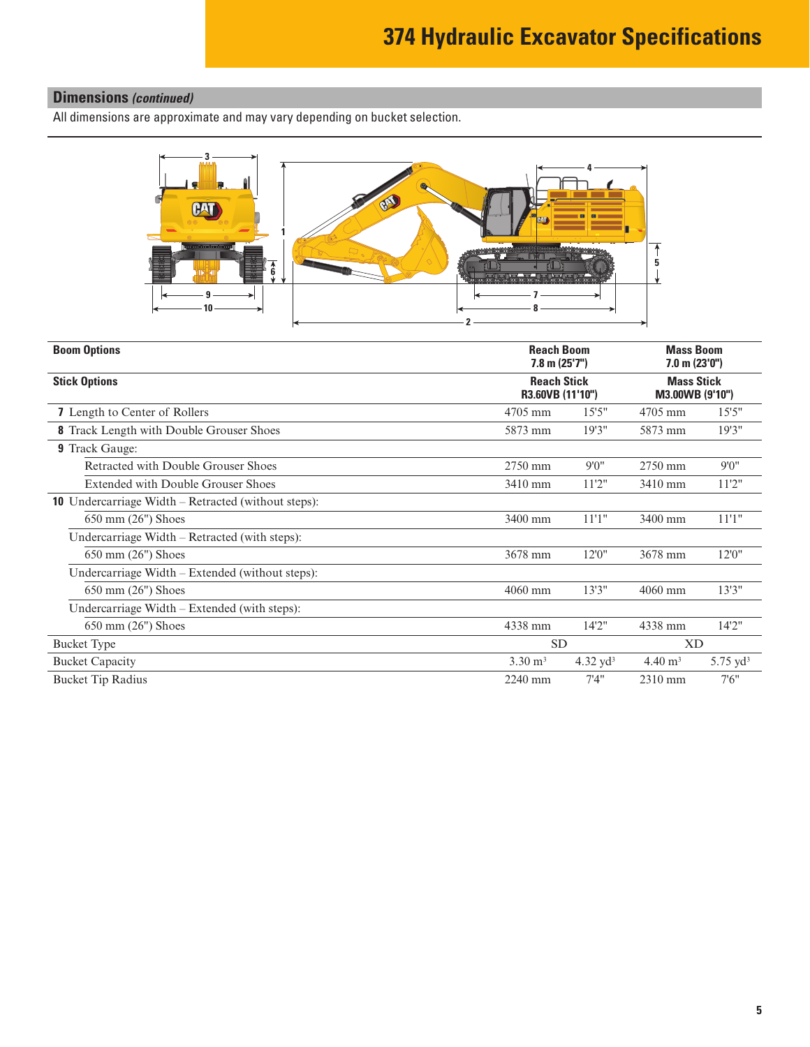# 374 Hydraulic Excavator Specifications

## Dimensions *(continued)*

All dimensions are approximate and may vary depending on bucket selection.

| Boom Options | Reach Boom 7.8 m (25'7") | | Mass Boom 7.0 m (23'0") | |
|---|---|---|---|---|
| **Stick Options** | **Reach Stick R3.60VB (11'10")** | | **Mass Stick M3.00WB (9'10")** | |
| **7** Length to Center of Rollers | 4705 mm | 15'5" | 4705 mm | 15'5" |
| **8** Track Length with Double Grouser Shoes | 5873 mm | 19'3" | 5873 mm | 19'3" |
| **9** Track Gauge: | | | | |
| Retracted with Double Grouser Shoes | 2750 mm | 9'0" | 2750 mm | 9'0" |
| Extended with Double Grouser Shoes | 3410 mm | 11'2" | 3410 mm | 11'2" |
| **10** Undercarriage Width – Retracted (without steps): | | | | |
| 650 mm (26") Shoes | 3400 mm | 11'1" | 3400 mm | 11'1" |
| Undercarriage Width – Retracted (with steps): | | | | |
| 650 mm (26") Shoes | 3678 mm | 12'0" | 3678 mm | 12'0" |
| Undercarriage Width – Extended (without steps): | | | | |
| 650 mm (26") Shoes | 4060 mm | 13'3" | 4060 mm | 13'3" |
| Undercarriage Width – Extended (with steps): | | | | |
| 650 mm (26") Shoes | 4338 mm | 14'2" | 4338 mm | 14'2" |
| Bucket Type | SD | | XD | |
| Bucket Capacity | 3.30 $m^3$ | 4.32 $yd^3$ | 4.40 $m^3$ | 5.75 $yd^3$ |
| Bucket Tip Radius | 2240 mm | 7'4" | 2310 mm | 7'6" |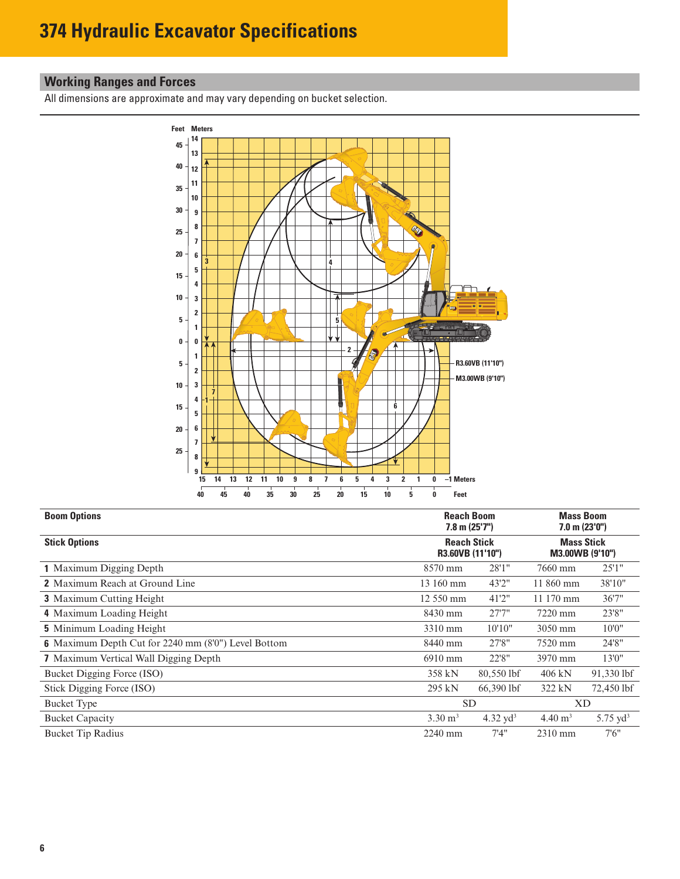# 374 Hydraulic Excavator Specifications

## Working Ranges and Forces

All dimensions are approximate and may vary depending on bucket selection.

| Boom Options | Reach Boom 7.8 m (25'7") | | Mass Boom 7.0 m (23'0") | |
|---|---|---|---|---|
| **Stick Options** | **Reach Stick R3.60VB (11'10")** | | **Mass Stick M3.00WB (9'10")** | |
| **1** Maximum Digging Depth | 8570 mm | 28'1" | 7660 mm | 25'1" |
| **2** Maximum Reach at Ground Line | 13 160 mm | 43'2" | 11 860 mm | 38'10" |
| **3** Maximum Cutting Height | 12 550 mm | 41'2" | 11 170 mm | 36'7" |
| **4** Maximum Loading Height | 8430 mm | 27'7" | 7220 mm | 23'8" |
| **5** Minimum Loading Height | 3310 mm | 10'10" | 3050 mm | 10'0" |
| **6** Maximum Depth Cut for 2240 mm (8'0") Level Bottom | 8440 mm | 27'8" | 7520 mm | 24'8" |
| **7** Maximum Vertical Wall Digging Depth | 6910 mm | 22'8" | 3970 mm | 13'0" |
| Bucket Digging Force (ISO) | 358 kN | 80,550 lbf | 406 kN | 91,330 lbf |
| Stick Digging Force (ISO) | 295 kN | 66,390 lbf | 322 kN | 72,450 lbf |
| Bucket Type | SD | | XD | |
| Bucket Capacity | 3.30 $m^3$ | 4.32 $yd^3$ | 4.40 $m^3$ | 5.75 $yd^3$ |
| Bucket Tip Radius | 2240 mm | 7'4" | 2310 mm | 7'6" |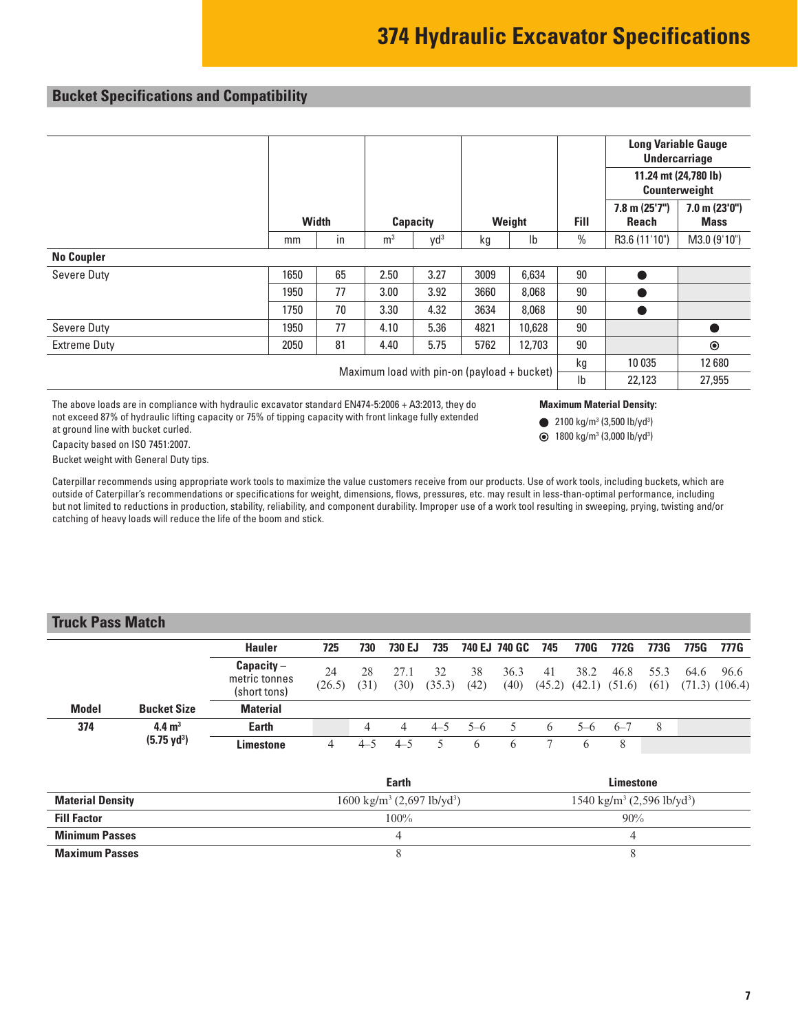# 374 Hydraulic Excavator Specifications

## Bucket Specifications and Compatibility

| | Width | | Capacity | | Weight | | Fill | Long Variable Gauge Undercarriage 11.24 mt (24,780 lb) Counterweight 7.8 m (25'7") Reach | Long Variable Gauge Undercarriage 11.24 mt (24,780 lb) Counterweight 7.0 m (23'0") Mass |
|---|---|---|---|---|---|---|---|---|---|
| | mm | in | m³ | yd³ | kg | lb | % | R3.6 (11'10") | M3.0 (9'10") |
| **No Coupler** | | | | | | | | | |
| Severe Duty | 1650 | 65 | 2.50 | 3.27 | 3009 | 6,634 | 90 | ● | |
| | 1950 | 77 | 3.00 | 3.92 | 3660 | 8,068 | 90 | ● | |
| | 1750 | 70 | 3.30 | 4.32 | 3634 | 8,068 | 90 | ● | |
| Severe Duty | 1950 | 77 | 4.10 | 5.36 | 4821 | 10,628 | 90 | | ● |
| Extreme Duty | 2050 | 81 | 4.40 | 5.75 | 5762 | 12,703 | 90 | | ◉ |
| Maximum load with pin-on (payload + bucket) | | | | | | | kg | 10 035 | 12 680 |
| | | | | | | | lb | 22,123 | 27,955 |

The above loads are in compliance with hydraulic excavator standard EN474-5:2006 + A3:2013, they do not exceed 87% of hydraulic lifting capacity or 75% of tipping capacity with front linkage fully extended at ground line with bucket curled.

Capacity based on ISO 7451:2007.

Bucket weight with General Duty tips.

**Maximum Material Density:**

- ● 2100 kg/m³ (3,500 lb/yd³)
- ◉ 1800 kg/m³ (3,000 lb/yd³)

Caterpillar recommends using appropriate work tools to maximize the value customers receive from our products. Use of work tools, including buckets, which are outside of Caterpillar's recommendations or specifications for weight, dimensions, flows, pressures, etc. may result in less-than-optimal performance, including but not limited to reductions in production, stability, reliability, and component durability. Improper use of a work tool resulting in sweeping, prying, twisting and/or catching of heavy loads will reduce the life of the boom and stick.

## Truck Pass Match

| | | Hauler | 725 | 730 | 730 EJ | 735 | 740 EJ | 740 GC | 745 | 770G | 772G | 773G | 775G | 777G |
|---|---|---|---|---|---|---|---|---|---|---|---|---|---|---|
| | | Capacity – metric tonnes (short tons) | 24 (26.5) | 28 (31) | 27.1 (30) | 32 (35.3) | 38 (42) | 36.3 (40) | 41 (45.2) | 38.2 (42.1) | 46.8 (51.6) | 55.3 (61) | 64.6 (71.3) | 96.6 (106.4) |
| **Model** | **Bucket Size** | **Material** | | | | | | | | | | | | |
| **374** | **4.4 m³ (5.75 yd³)** | **Earth** | | 4 | 4 | 4–5 | 5–6 | 5 | 6 | 5–6 | 6–7 | 8 | | |
| | | **Limestone** | 4 | 4–5 | 4–5 | 5 | 6 | 6 | 7 | 6 | 8 | | | |

| | Earth | Limestone |
|---|---|---|
| **Material Density** | 1600 kg/m³ (2,697 lb/yd³) | 1540 kg/m³ (2,596 lb/yd³) |
| **Fill Factor** | 100% | 90% |
| **Minimum Passes** | 4 | 4 |
| **Maximum Passes** | 8 | 8 |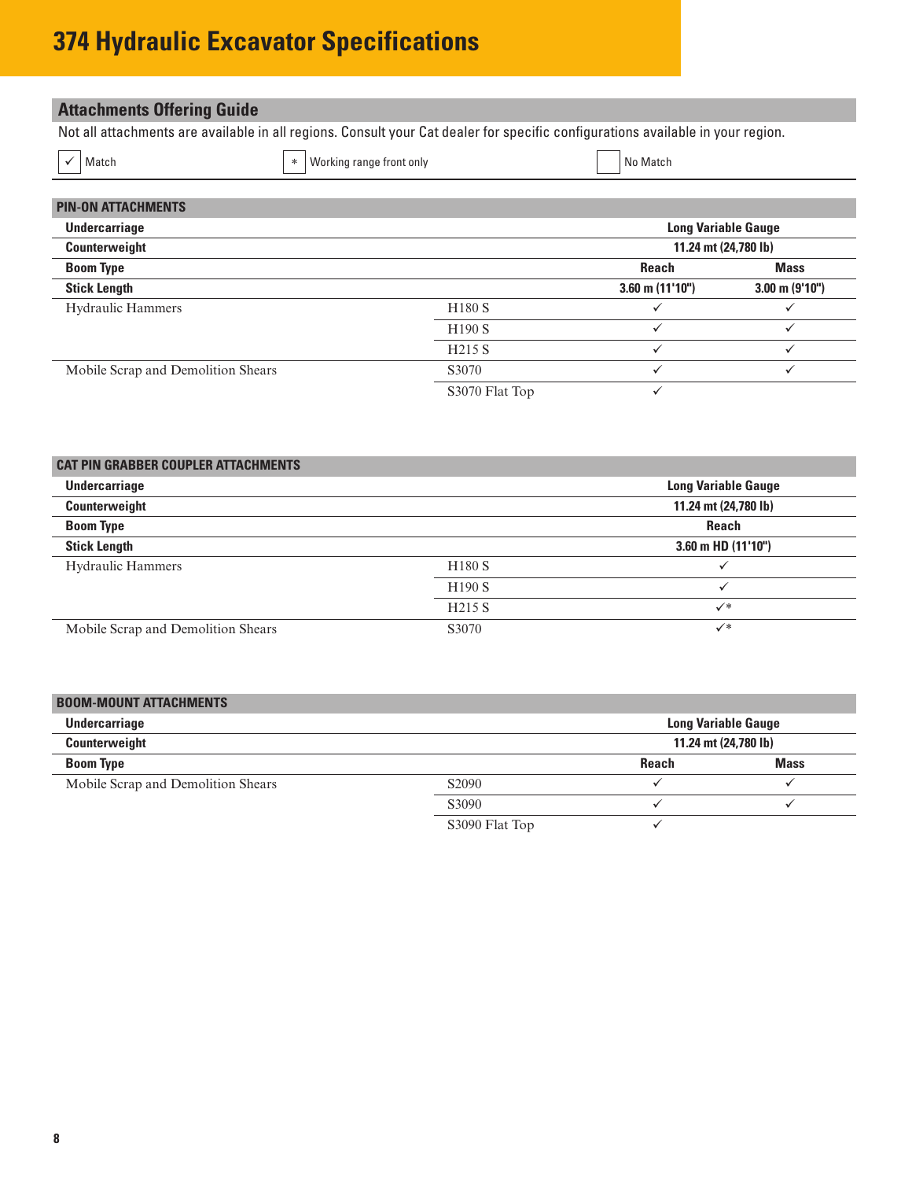# 374 Hydraulic Excavator Specifications

## Attachments Offering Guide

Not all attachments are available in all regions. Consult your Cat dealer for specific configurations available in your region.

✓ Match    * Working range front only    ☐ No Match

### PIN-ON ATTACHMENTS

| | | | |
|---|---|---|---|
| **Undercarriage** | | **Long Variable Gauge** | |
| **Counterweight** | | **11.24 mt (24,780 lb)** | |
| **Boom Type** | | **Reach** | **Mass** |
| **Stick Length** | | **3.60 m (11'10")** | **3.00 m (9'10")** |
| Hydraulic Hammers | H180 S | ✓ | ✓ |
| | H190 S | ✓ | ✓ |
| | H215 S | ✓ | ✓ |
| Mobile Scrap and Demolition Shears | S3070 | ✓ | ✓ |
| | S3070 Flat Top | ✓ | |

### CAT PIN GRABBER COUPLER ATTACHMENTS

| | | |
|---|---|---|
| **Undercarriage** | | **Long Variable Gauge** |
| **Counterweight** | | **11.24 mt (24,780 lb)** |
| **Boom Type** | | **Reach** |
| **Stick Length** | | **3.60 m HD (11'10")** |
| Hydraulic Hammers | H180 S | ✓ |
| | H190 S | ✓ |
| | H215 S | ✓* |
| Mobile Scrap and Demolition Shears | S3070 | ✓* |

### BOOM-MOUNT ATTACHMENTS

| | | | |
|---|---|---|---|
| **Undercarriage** | | **Long Variable Gauge** | |
| **Counterweight** | | **11.24 mt (24,780 lb)** | |
| **Boom Type** | | **Reach** | **Mass** |
| Mobile Scrap and Demolition Shears | S2090 | ✓ | ✓ |
| | S3090 | ✓ | ✓ |
| | S3090 Flat Top | ✓ | |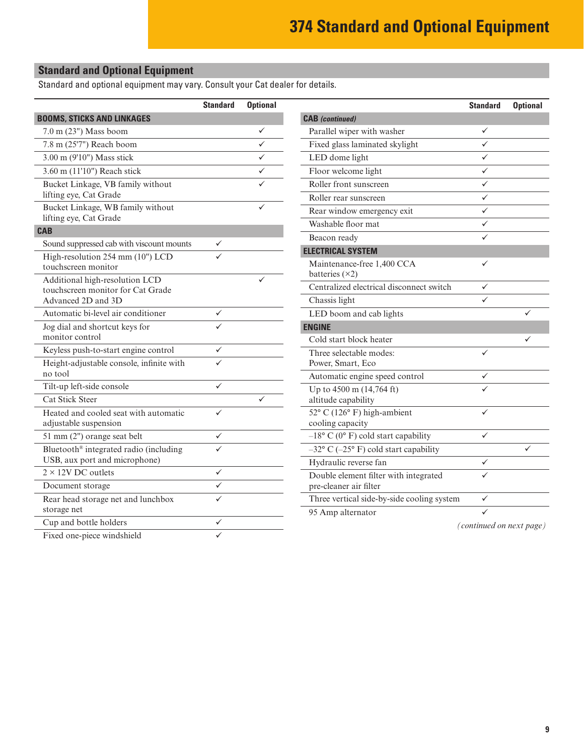# 374 Standard and Optional Equipment

## Standard and Optional Equipment

Standard and optional equipment may vary. Consult your Cat dealer for details.

| | Standard | Optional |
|---|---|---|
| **BOOMS, STICKS AND LINKAGES** | | |
| 7.0 m (23") Mass boom | | ✓ |
| 7.8 m (25'7") Reach boom | | ✓ |
| 3.00 m (9'10") Mass stick | | ✓ |
| 3.60 m (11'10") Reach stick | | ✓ |
| Bucket Linkage, VB family without lifting eye, Cat Grade | | ✓ |
| Bucket Linkage, WB family without lifting eye, Cat Grade | | ✓ |
| **CAB** | | |
| Sound suppressed cab with viscount mounts | ✓ | |
| High-resolution 254 mm (10") LCD touchscreen monitor | ✓ | |
| Additional high-resolution LCD touchscreen monitor for Cat Grade Advanced 2D and 3D | | ✓ |
| Automatic bi-level air conditioner | ✓ | |
| Jog dial and shortcut keys for monitor control | ✓ | |
| Keyless push-to-start engine control | ✓ | |
| Height-adjustable console, infinite with no tool | ✓ | |
| Tilt-up left-side console | ✓ | |
| Cat Stick Steer | | ✓ |
| Heated and cooled seat with automatic adjustable suspension | ✓ | |
| 51 mm (2") orange seat belt | ✓ | |
| Bluetooth® integrated radio (including USB, aux port and microphone) | ✓ | |
| 2 × 12V DC outlets | ✓ | |
| Document storage | ✓ | |
| Rear head storage net and lunchbox storage net | ✓ | |
| Cup and bottle holders | ✓ | |
| Fixed one-piece windshield | ✓ | |

| | Standard | Optional |
|---|---|---|
| **CAB** *(continued)* | | |
| Parallel wiper with washer | ✓ | |
| Fixed glass laminated skylight | ✓ | |
| LED dome light | ✓ | |
| Floor welcome light | ✓ | |
| Roller front sunscreen | ✓ | |
| Roller rear sunscreen | ✓ | |
| Rear window emergency exit | ✓ | |
| Washable floor mat | ✓ | |
| Beacon ready | ✓ | |
| **ELECTRICAL SYSTEM** | | |
| Maintenance-free 1,400 CCA batteries (×2) | ✓ | |
| Centralized electrical disconnect switch | ✓ | |
| Chassis light | ✓ | |
| LED boom and cab lights | | ✓ |
| **ENGINE** | | |
| Cold start block heater | | ✓ |
| Three selectable modes: Power, Smart, Eco | ✓ | |
| Automatic engine speed control | ✓ | |
| Up to 4500 m (14,764 ft) altitude capability | ✓ | |
| 52° C (126° F) high-ambient cooling capacity | ✓ | |
| –18° C (0° F) cold start capability | ✓ | |
| –32° C (–25° F) cold start capability | | ✓ |
| Hydraulic reverse fan | ✓ | |
| Double element filter with integrated pre-cleaner air filter | ✓ | |
| Three vertical side-by-side cooling system | ✓ | |
| 95 Amp alternator | ✓ | |

*(continued on next page)*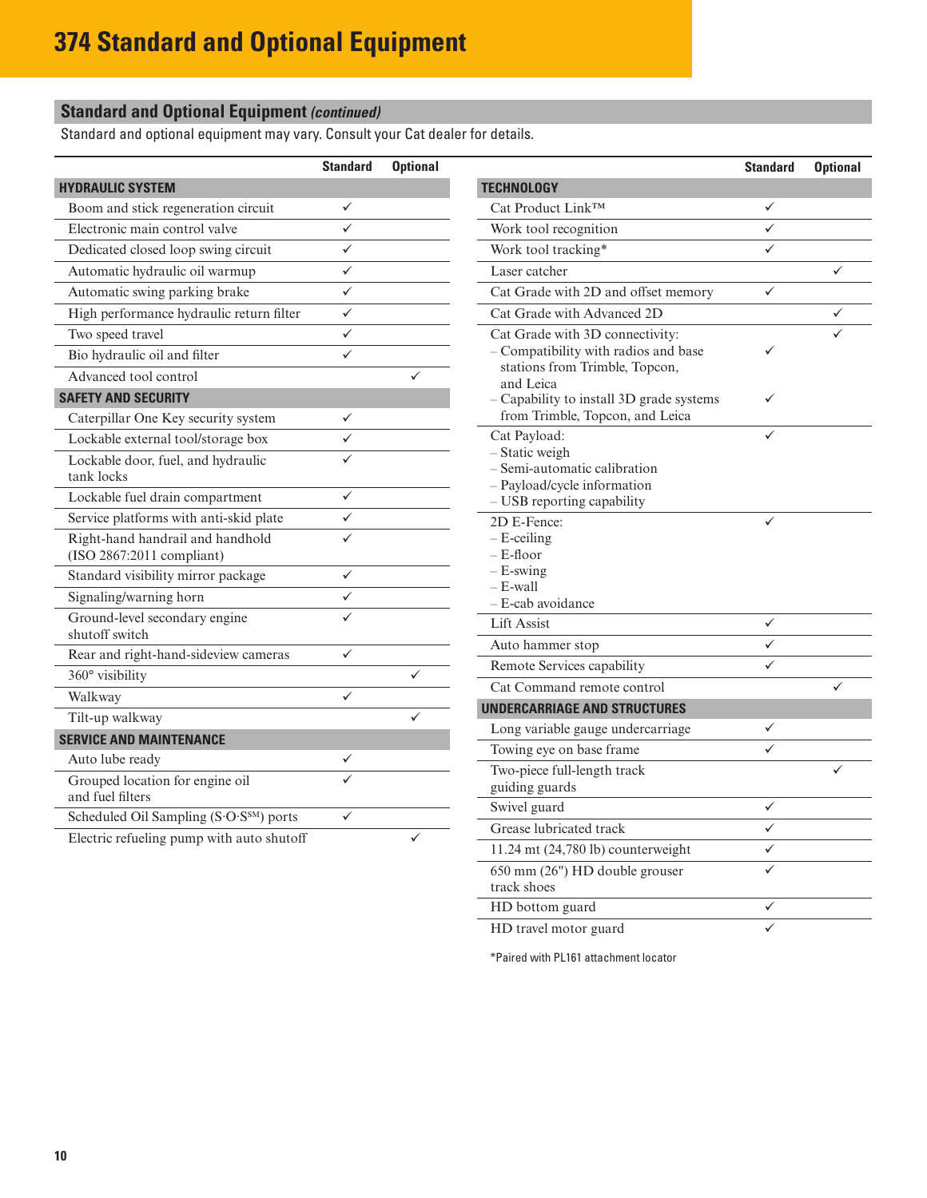# 374 Standard and Optional Equipment

## Standard and Optional Equipment *(continued)*

Standard and optional equipment may vary. Consult your Cat dealer for details.

| | Standard | Optional |
|---|---|---|
| **HYDRAULIC SYSTEM** | | |
| Boom and stick regeneration circuit | ✓ | |
| Electronic main control valve | ✓ | |
| Dedicated closed loop swing circuit | ✓ | |
| Automatic hydraulic oil warmup | ✓ | |
| Automatic swing parking brake | ✓ | |
| High performance hydraulic return filter | ✓ | |
| Two speed travel | ✓ | |
| Bio hydraulic oil and filter | ✓ | |
| Advanced tool control | | ✓ |
| **SAFETY AND SECURITY** | | |
| Caterpillar One Key security system | ✓ | |
| Lockable external tool/storage box | ✓ | |
| Lockable door, fuel, and hydraulic tank locks | ✓ | |
| Lockable fuel drain compartment | ✓ | |
| Service platforms with anti-skid plate | ✓ | |
| Right-hand handrail and handhold (ISO 2867:2011 compliant) | ✓ | |
| Standard visibility mirror package | ✓ | |
| Signaling/warning horn | ✓ | |
| Ground-level secondary engine shutoff switch | ✓ | |
| Rear and right-hand-sideview cameras | ✓ | |
| 360° visibility | | ✓ |
| Walkway | ✓ | |
| Tilt-up walkway | | ✓ |
| **SERVICE AND MAINTENANCE** | | |
| Auto lube ready | ✓ | |
| Grouped location for engine oil and fuel filters | ✓ | |
| Scheduled Oil Sampling (S·O·S℠) ports | ✓ | |
| Electric refueling pump with auto shutoff | | ✓ |

| | Standard | Optional |
|---|---|---|
| **TECHNOLOGY** | | |
| Cat Product Link™ | ✓ | |
| Work tool recognition | ✓ | |
| Work tool tracking* | ✓ | |
| Laser catcher | | ✓ |
| Cat Grade with 2D and offset memory | ✓ | |
| Cat Grade with Advanced 2D | | ✓ |
| Cat Grade with 3D connectivity: | | ✓ |
| – Compatibility with radios and base stations from Trimble, Topcon, and Leica | ✓ | |
| – Capability to install 3D grade systems from Trimble, Topcon, and Leica | ✓ | |
| Cat Payload:<br>– Static weigh<br>– Semi-automatic calibration<br>– Payload/cycle information<br>– USB reporting capability | ✓ | |
| 2D E-Fence:<br>– E-ceiling<br>– E-floor<br>– E-swing<br>– E-wall<br>– E-cab avoidance | ✓ | |
| Lift Assist | ✓ | |
| Auto hammer stop | ✓ | |
| Remote Services capability | ✓ | |
| Cat Command remote control | | ✓ |
| **UNDERCARRIAGE AND STRUCTURES** | | |
| Long variable gauge undercarriage | ✓ | |
| Towing eye on base frame | ✓ | |
| Two-piece full-length track guiding guards | | ✓ |
| Swivel guard | ✓ | |
| Grease lubricated track | ✓ | |
| 11.24 mt (24,780 lb) counterweight | ✓ | |
| 650 mm (26") HD double grouser track shoes | ✓ | |
| HD bottom guard | ✓ | |
| HD travel motor guard | ✓ | |

*Paired with PL161 attachment locator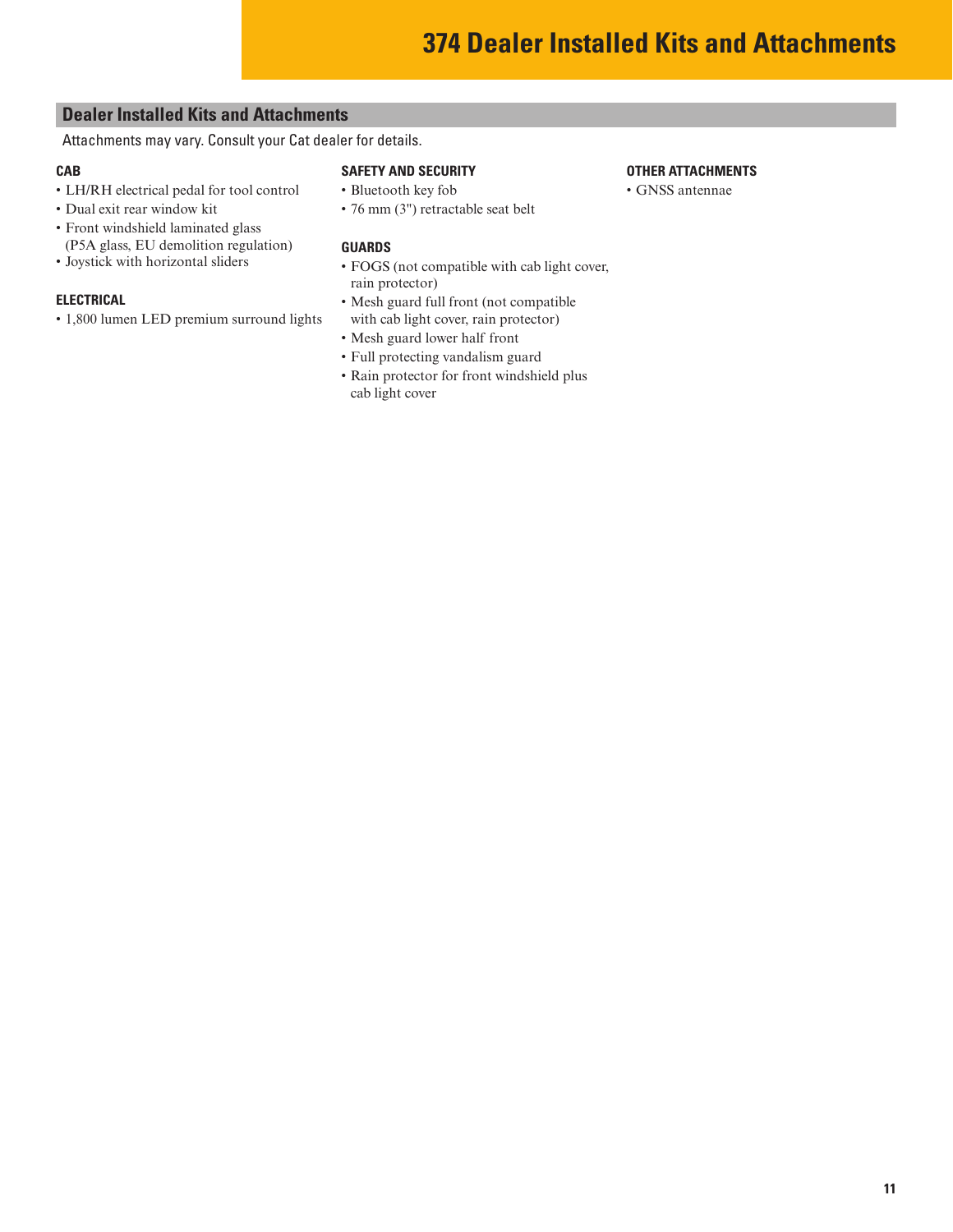# 374 Dealer Installed Kits and Attachments

## Dealer Installed Kits and Attachments

Attachments may vary. Consult your Cat dealer for details.

### CAB

- LH/RH electrical pedal for tool control
- Dual exit rear window kit
- Front windshield laminated glass (P5A glass, EU demolition regulation)
- Joystick with horizontal sliders

### ELECTRICAL

- 1,800 lumen LED premium surround lights

### SAFETY AND SECURITY

- Bluetooth key fob
- 76 mm (3") retractable seat belt

### GUARDS

- FOGS (not compatible with cab light cover, rain protector)
- Mesh guard full front (not compatible with cab light cover, rain protector)
- Mesh guard lower half front
- Full protecting vandalism guard
- Rain protector for front windshield plus cab light cover

### OTHER ATTACHMENTS

- GNSS antennae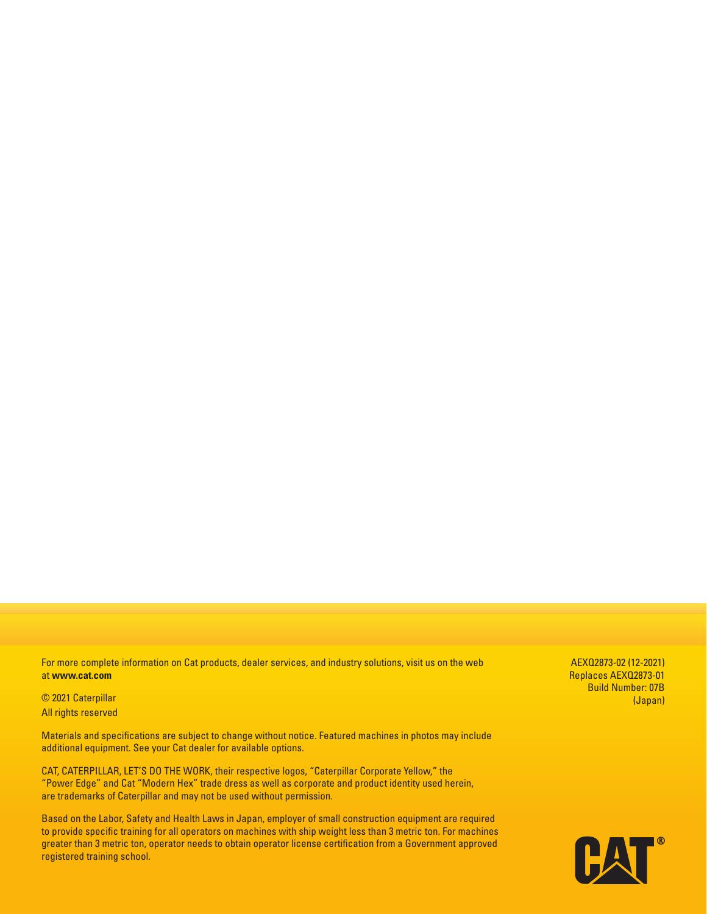For more complete information on Cat products, dealer services, and industry solutions, visit us on the web at **www.cat.com**

© 2021 Caterpillar
All rights reserved

Materials and specifications are subject to change without notice. Featured machines in photos may include additional equipment. See your Cat dealer for available options.

CAT, CATERPILLAR, LET'S DO THE WORK, their respective logos, "Caterpillar Corporate Yellow," the "Power Edge" and Cat "Modern Hex" trade dress as well as corporate and product identity used herein, are trademarks of Caterpillar and may not be used without permission.

Based on the Labor, Safety and Health Laws in Japan, employer of small construction equipment are required to provide specific training for all operators on machines with ship weight less than 3 metric ton. For machines greater than 3 metric ton, operator needs to obtain operator license certification from a Government approved registered training school.

AEXQ2873-02 (12-2021)
Replaces AEXQ2873-01
Build Number: 07B
(Japan)

CAT®